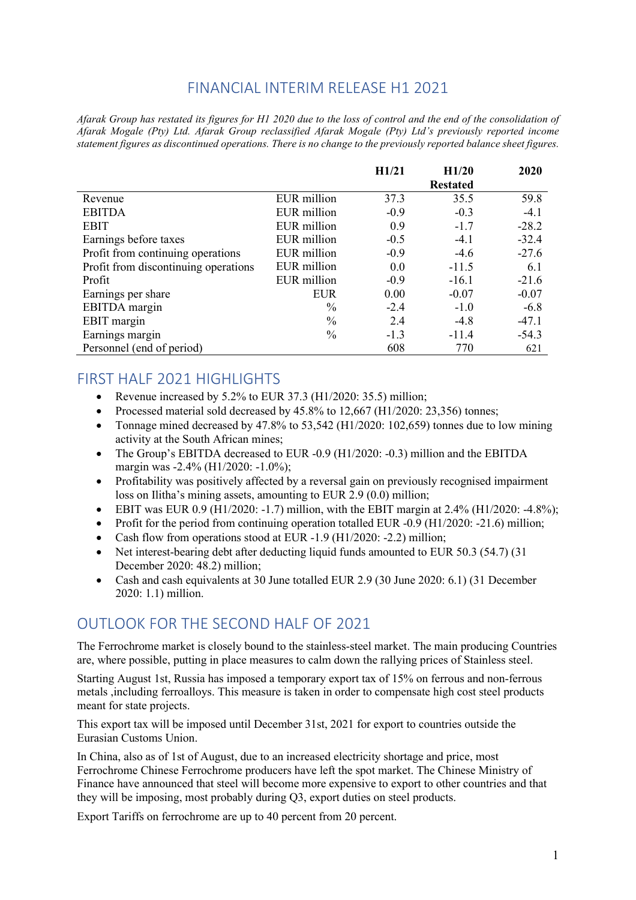# FINANCIAL INTERIM RELEASE H1 2021

*Afarak Group has restated its figures for H1 2020 due to the loss of control and the end of the consolidation of Afarak Mogale (Pty) Ltd. Afarak Group reclassified Afarak Mogale (Pty) Ltd's previously reported income statement figures as discontinued operations. There is no change to the previously reported balance sheet figures.*

| | | **H1/21** | **H1/20 Restated** | **2020** |
|---|---|---|---|---|
| Revenue | EUR million | 37.3 | 35.5 | 59.8 |
| EBITDA | EUR million | -0.9 | -0.3 | -4.1 |
| EBIT | EUR million | 0.9 | -1.7 | -28.2 |
| Earnings before taxes | EUR million | -0.5 | -4.1 | -32.4 |
| Profit from continuing operations | EUR million | -0.9 | -4.6 | -27.6 |
| Profit from discontinuing operations | EUR million | 0.0 | -11.5 | 6.1 |
| Profit | EUR million | -0.9 | -16.1 | -21.6 |
| Earnings per share | EUR | 0.00 | -0.07 | -0.07 |
| EBITDA margin | % | -2.4 | -1.0 | -6.8 |
| EBIT margin | % | 2.4 | -4.8 | -47.1 |
| Earnings margin | % | -1.3 | -11.4 | -54.3 |
| Personnel (end of period) | | 608 | 770 | 621 |

## FIRST HALF 2021 HIGHLIGHTS

- Revenue increased by 5.2% to EUR 37.3 (H1/2020: 35.5) million;
- Processed material sold decreased by 45.8% to 12,667 (H1/2020: 23,356) tonnes;
- Tonnage mined decreased by 47.8% to 53,542 (H1/2020: 102,659) tonnes due to low mining activity at the South African mines;
- The Group's EBITDA decreased to EUR -0.9 (H1/2020: -0.3) million and the EBITDA margin was -2.4% (H1/2020: -1.0%);
- Profitability was positively affected by a reversal gain on previously recognised impairment loss on Ilitha's mining assets, amounting to EUR 2.9 (0.0) million;
- EBIT was EUR 0.9 (H1/2020: -1.7) million, with the EBIT margin at 2.4% (H1/2020: -4.8%);
- Profit for the period from continuing operation totalled EUR -0.9 (H1/2020: -21.6) million;
- Cash flow from operations stood at EUR -1.9 (H1/2020: -2.2) million;
- Net interest-bearing debt after deducting liquid funds amounted to EUR 50.3 (54.7) (31 December 2020: 48.2) million;
- Cash and cash equivalents at 30 June totalled EUR 2.9 (30 June 2020: 6.1) (31 December 2020: 1.1) million.

## OUTLOOK FOR THE SECOND HALF OF 2021

The Ferrochrome market is closely bound to the stainless-steel market. The main producing Countries are, where possible, putting in place measures to calm down the rallying prices of Stainless steel.

Starting August 1st, Russia has imposed a temporary export tax of 15% on ferrous and non-ferrous metals ,including ferroalloys. This measure is taken in order to compensate high cost steel products meant for state projects.

This export tax will be imposed until December 31st, 2021 for export to countries outside the Eurasian Customs Union.

In China, also as of 1st of August, due to an increased electricity shortage and price, most Ferrochrome Chinese Ferrochrome producers have left the spot market. The Chinese Ministry of Finance have announced that steel will become more expensive to export to other countries and that they will be imposing, most probably during Q3, export duties on steel products.

Export Tariffs on ferrochrome are up to 40 percent from 20 percent.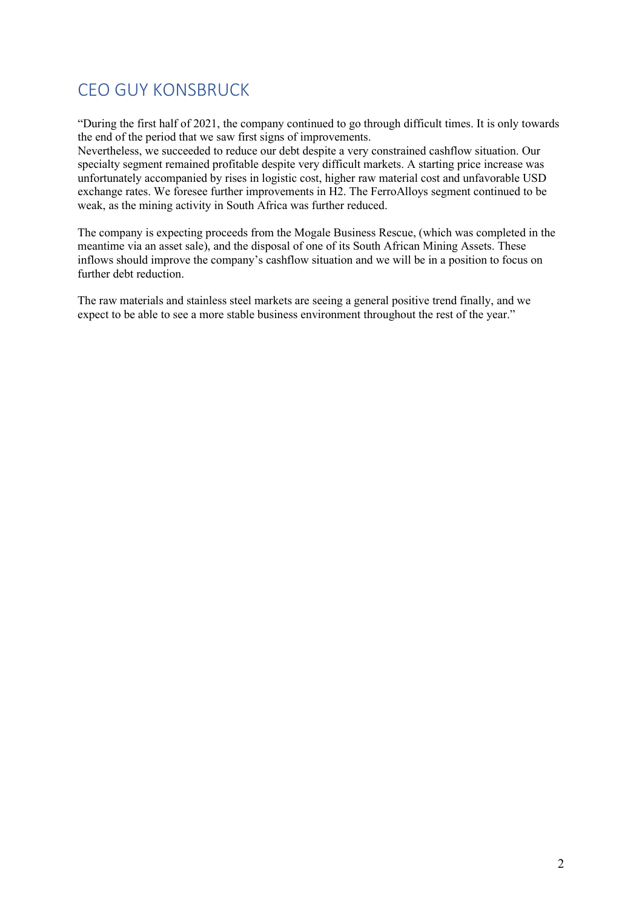# CEO GUY KONSBRUCK

"During the first half of 2021, the company continued to go through difficult times. It is only towards the end of the period that we saw first signs of improvements.
Nevertheless, we succeeded to reduce our debt despite a very constrained cashflow situation. Our specialty segment remained profitable despite very difficult markets. A starting price increase was unfortunately accompanied by rises in logistic cost, higher raw material cost and unfavorable USD exchange rates. We foresee further improvements in H2. The FerroAlloys segment continued to be weak, as the mining activity in South Africa was further reduced.

The company is expecting proceeds from the Mogale Business Rescue, (which was completed in the meantime via an asset sale), and the disposal of one of its South African Mining Assets. These inflows should improve the company's cashflow situation and we will be in a position to focus on further debt reduction.

The raw materials and stainless steel markets are seeing a general positive trend finally, and we expect to be able to see a more stable business environment throughout the rest of the year."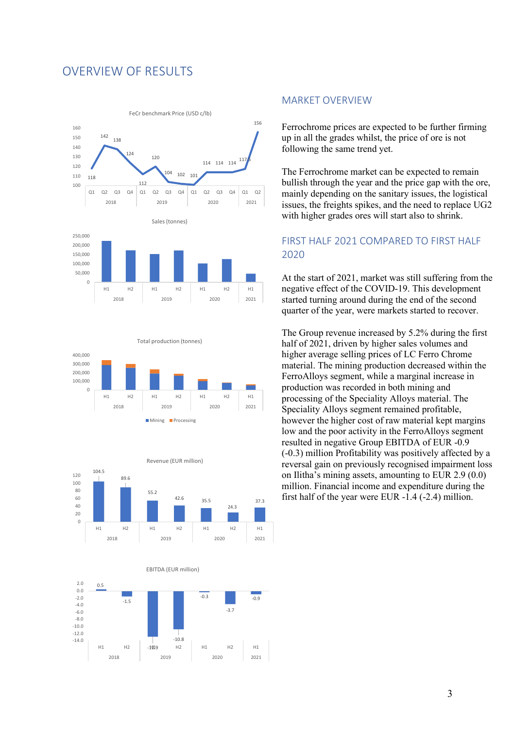# OVERVIEW OF RESULTS

**FeCr benchmark Price (USD c/lb)**

| Year | Quarter | Price |
|---|---|---|
| 2018 | Q1 | 118 |
| 2018 | Q2 | 142 |
| 2018 | Q3 | 138 |
| 2018 | Q4 | 124 |
| 2019 | Q1 | 112 |
| 2019 | Q2 | 120 |
| 2019 | Q3 | 104 |
| 2019 | Q4 | 102 |
| 2020 | Q1 | 101 |
| 2020 | Q2 | 114 |
| 2020 | Q3 | 114 |
| 2020 | Q4 | 114 |
| 2021 | Q1 | 117.5 |
| 2021 | Q2 | 156 |

**Sales (tonnes)**

**Total production (tonnes)**

Mining / Processing

**Revenue (EUR million)**

| Year | Half | Revenue |
|---|---|---|
| 2018 | H1 | 104.5 |
| 2018 | H2 | 89.6 |
| 2019 | H1 | 55.2 |
| 2019 | H2 | 42.6 |
| 2020 | H1 | 35.5 |
| 2020 | H2 | 24.3 |
| 2021 | H1 | 37.3 |

**EBITDA (EUR million)**

| Year | Half | EBITDA |
|---|---|---|
| 2018 | H1 | 0.5 |
| 2018 | H2 | -1.5 |
| 2019 | H1 | -12.9 |
| 2019 | H2 | -10.8 |
| 2020 | H1 | -0.3 |
| 2020 | H2 | -3.7 |
| 2021 | H1 | -0.9 |

## MARKET OVERVIEW

Ferrochrome prices are expected to be further firming up in all the grades whilst, the price of ore is not following the same trend yet.

The Ferrochrome market can be expected to remain bullish through the year and the price gap with the ore, mainly depending on the sanitary issues, the logistical issues, the freights spikes, and the need to replace UG2 with higher grades ores will start also to shrink.

## FIRST HALF 2021 COMPARED TO FIRST HALF 2020

At the start of 2021, market was still suffering from the negative effect of the COVID-19. This development started turning around during the end of the second quarter of the year, were markets started to recover.

The Group revenue increased by 5.2% during the first half of 2021, driven by higher sales volumes and higher average selling prices of LC Ferro Chrome material. The mining production decreased within the FerroAlloys segment, while a marginal increase in production was recorded in both mining and processing of the Speciality Alloys material. The Speciality Alloys segment remained profitable, however the higher cost of raw material kept margins low and the poor activity in the FerroAlloys segment resulted in negative Group EBITDA of EUR -0.9 (-0.3) million Profitability was positively affected by a reversal gain on previously recognised impairment loss on Ilitha's mining assets, amounting to EUR 2.9 (0.0) million. Financial income and expenditure during the first half of the year were EUR -1.4 (-2.4) million.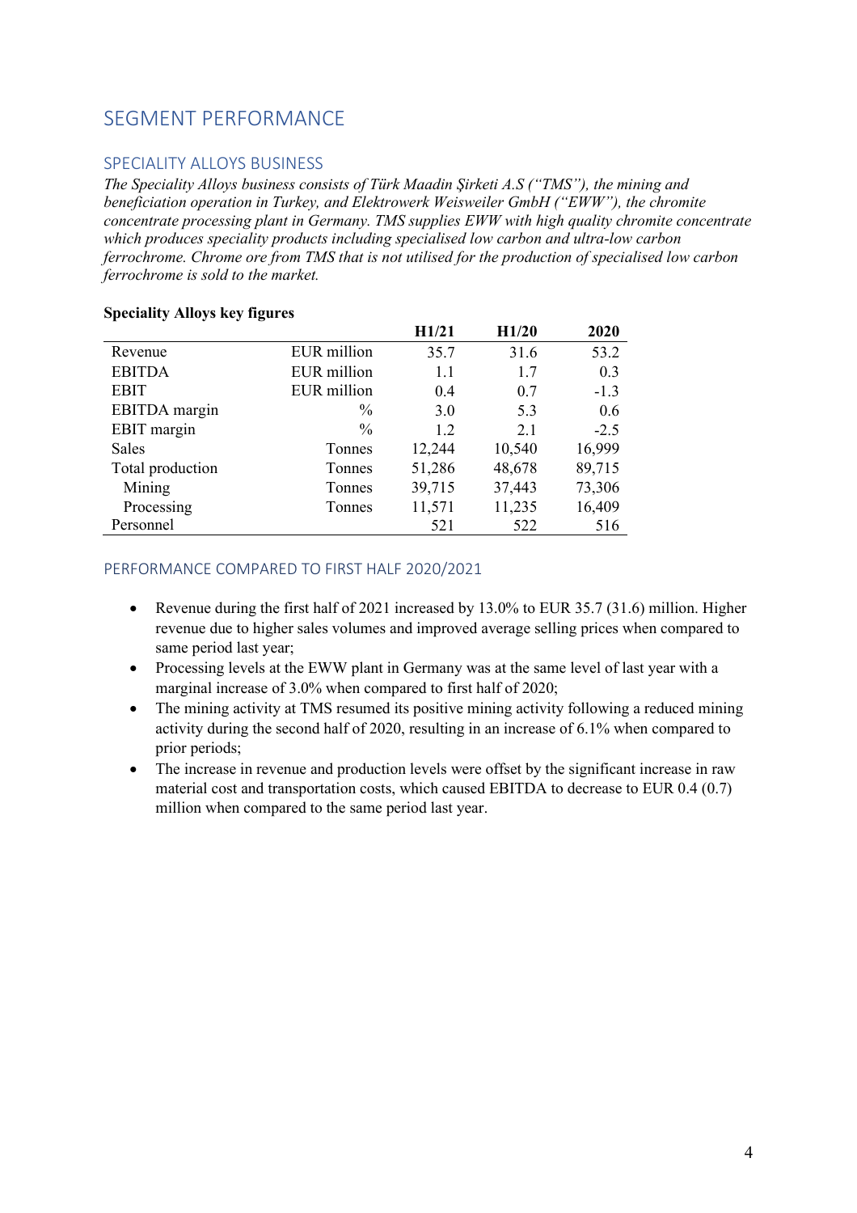# SEGMENT PERFORMANCE

## SPECIALITY ALLOYS BUSINESS

*The Speciality Alloys business consists of Türk Maadin Şirketi A.S ("TMS"), the mining and beneficiation operation in Turkey, and Elektrowerk Weisweiler GmbH ("EWW"), the chromite concentrate processing plant in Germany. TMS supplies EWW with high quality chromite concentrate which produces speciality products including specialised low carbon and ultra-low carbon ferrochrome. Chrome ore from TMS that is not utilised for the production of specialised low carbon ferrochrome is sold to the market.*

**Speciality Alloys key figures**

| | | H1/21 | H1/20 | 2020 |
|---|---|---|---|---|
| Revenue | EUR million | 35.7 | 31.6 | 53.2 |
| EBITDA | EUR million | 1.1 | 1.7 | 0.3 |
| EBIT | EUR million | 0.4 | 0.7 | -1.3 |
| EBITDA margin | % | 3.0 | 5.3 | 0.6 |
| EBIT margin | % | 1.2 | 2.1 | -2.5 |
| Sales | Tonnes | 12,244 | 10,540 | 16,999 |
| Total production | Tonnes | 51,286 | 48,678 | 89,715 |
| Mining | Tonnes | 39,715 | 37,443 | 73,306 |
| Processing | Tonnes | 11,571 | 11,235 | 16,409 |
| Personnel | | 521 | 522 | 516 |

### PERFORMANCE COMPARED TO FIRST HALF 2020/2021

- Revenue during the first half of 2021 increased by 13.0% to EUR 35.7 (31.6) million. Higher revenue due to higher sales volumes and improved average selling prices when compared to same period last year;
- Processing levels at the EWW plant in Germany was at the same level of last year with a marginal increase of 3.0% when compared to first half of 2020;
- The mining activity at TMS resumed its positive mining activity following a reduced mining activity during the second half of 2020, resulting in an increase of 6.1% when compared to prior periods;
- The increase in revenue and production levels were offset by the significant increase in raw material cost and transportation costs, which caused EBITDA to decrease to EUR 0.4 (0.7) million when compared to the same period last year.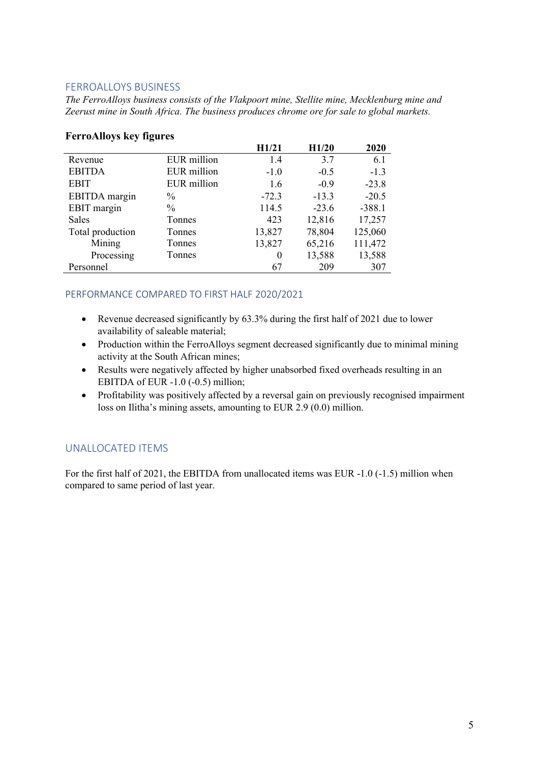## FERROALLOYS BUSINESS

*The FerroAlloys business consists of the Vlakpoort mine, Stellite mine, Mecklenburg mine and Zeerust mine in South Africa. The business produces chrome ore for sale to global markets.*

**FerroAlloys key figures**

| | | H1/21 | H1/20 | 2020 |
|---|---|---|---|---|
| Revenue | EUR million | 1.4 | 3.7 | 6.1 |
| EBITDA | EUR million | -1.0 | -0.5 | -1.3 |
| EBIT | EUR million | 1.6 | -0.9 | -23.8 |
| EBITDA margin | % | -72.3 | -13.3 | -20.5 |
| EBIT margin | % | 114.5 | -23.6 | -388.1 |
| Sales | Tonnes | 423 | 12,816 | 17,257 |
| Total production | Tonnes | 13,827 | 78,804 | 125,060 |
| Mining | Tonnes | 13,827 | 65,216 | 111,472 |
| Processing | Tonnes | 0 | 13,588 | 13,588 |
| Personnel | | 67 | 209 | 307 |

## PERFORMANCE COMPARED TO FIRST HALF 2020/2021

- Revenue decreased significantly by 63.3% during the first half of 2021 due to lower availability of saleable material;
- Production within the FerroAlloys segment decreased significantly due to minimal mining activity at the South African mines;
- Results were negatively affected by higher unabsorbed fixed overheads resulting in an EBITDA of EUR -1.0 (-0.5) million;
- Profitability was positively affected by a reversal gain on previously recognised impairment loss on Ilitha's mining assets, amounting to EUR 2.9 (0.0) million.

## UNALLOCATED ITEMS

For the first half of 2021, the EBITDA from unallocated items was EUR -1.0 (-1.5) million when compared to same period of last year.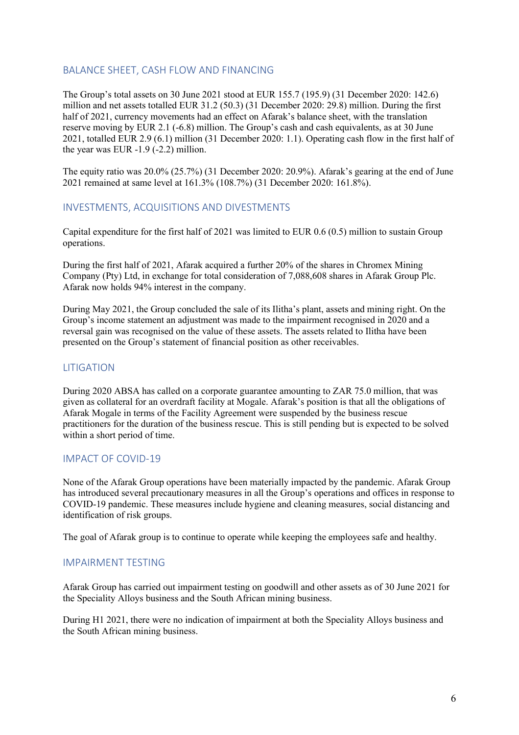## BALANCE SHEET, CASH FLOW AND FINANCING

The Group's total assets on 30 June 2021 stood at EUR 155.7 (195.9) (31 December 2020: 142.6) million and net assets totalled EUR 31.2 (50.3) (31 December 2020: 29.8) million. During the first half of 2021, currency movements had an effect on Afarak's balance sheet, with the translation reserve moving by EUR 2.1 (-6.8) million. The Group's cash and cash equivalents, as at 30 June 2021, totalled EUR 2.9 (6.1) million (31 December 2020: 1.1). Operating cash flow in the first half of the year was EUR -1.9 (-2.2) million.

The equity ratio was 20.0% (25.7%) (31 December 2020: 20.9%). Afarak's gearing at the end of June 2021 remained at same level at 161.3% (108.7%) (31 December 2020: 161.8%).

## INVESTMENTS, ACQUISITIONS AND DIVESTMENTS

Capital expenditure for the first half of 2021 was limited to EUR 0.6 (0.5) million to sustain Group operations.

During the first half of 2021, Afarak acquired a further 20% of the shares in Chromex Mining Company (Pty) Ltd, in exchange for total consideration of 7,088,608 shares in Afarak Group Plc. Afarak now holds 94% interest in the company.

During May 2021, the Group concluded the sale of its Ilitha's plant, assets and mining right. On the Group's income statement an adjustment was made to the impairment recognised in 2020 and a reversal gain was recognised on the value of these assets. The assets related to Ilitha have been presented on the Group's statement of financial position as other receivables.

## LITIGATION

During 2020 ABSA has called on a corporate guarantee amounting to ZAR 75.0 million, that was given as collateral for an overdraft facility at Mogale. Afarak's position is that all the obligations of Afarak Mogale in terms of the Facility Agreement were suspended by the business rescue practitioners for the duration of the business rescue. This is still pending but is expected to be solved within a short period of time.

## IMPACT OF COVID-19

None of the Afarak Group operations have been materially impacted by the pandemic. Afarak Group has introduced several precautionary measures in all the Group's operations and offices in response to COVID-19 pandemic. These measures include hygiene and cleaning measures, social distancing and identification of risk groups.

The goal of Afarak group is to continue to operate while keeping the employees safe and healthy.

## IMPAIRMENT TESTING

Afarak Group has carried out impairment testing on goodwill and other assets as of 30 June 2021 for the Speciality Alloys business and the South African mining business.

During H1 2021, there were no indication of impairment at both the Speciality Alloys business and the South African mining business.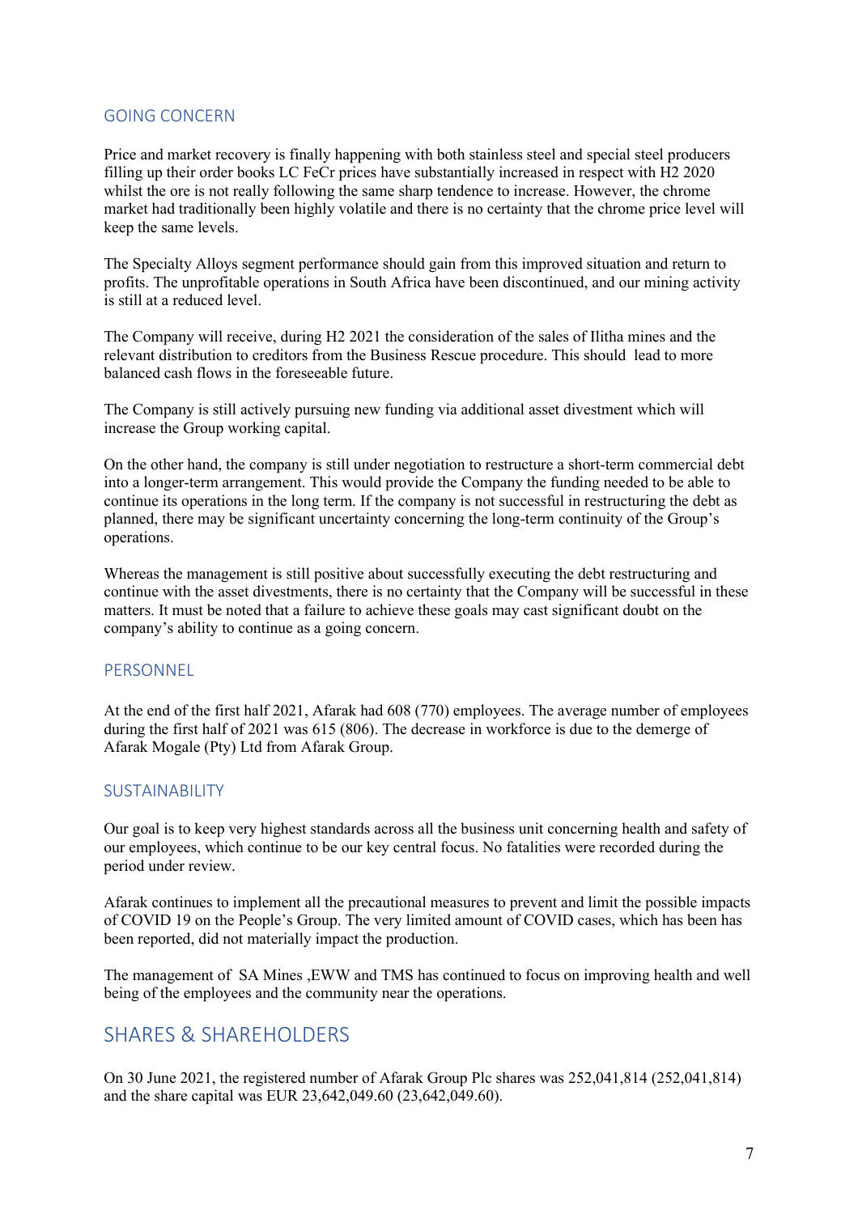## GOING CONCERN

Price and market recovery is finally happening with both stainless steel and special steel producers filling up their order books LC FeCr prices have substantially increased in respect with H2 2020 whilst the ore is not really following the same sharp tendence to increase. However, the chrome market had traditionally been highly volatile and there is no certainty that the chrome price level will keep the same levels.

The Specialty Alloys segment performance should gain from this improved situation and return to profits. The unprofitable operations in South Africa have been discontinued, and our mining activity is still at a reduced level.

The Company will receive, during H2 2021 the consideration of the sales of Ilitha mines and the relevant distribution to creditors from the Business Rescue procedure. This should lead to more balanced cash flows in the foreseeable future.

The Company is still actively pursuing new funding via additional asset divestment which will increase the Group working capital.

On the other hand, the company is still under negotiation to restructure a short-term commercial debt into a longer-term arrangement. This would provide the Company the funding needed to be able to continue its operations in the long term. If the company is not successful in restructuring the debt as planned, there may be significant uncertainty concerning the long-term continuity of the Group's operations.

Whereas the management is still positive about successfully executing the debt restructuring and continue with the asset divestments, there is no certainty that the Company will be successful in these matters. It must be noted that a failure to achieve these goals may cast significant doubt on the company's ability to continue as a going concern.

## PERSONNEL

At the end of the first half 2021, Afarak had 608 (770) employees. The average number of employees during the first half of 2021 was 615 (806). The decrease in workforce is due to the demerge of Afarak Mogale (Pty) Ltd from Afarak Group.

## SUSTAINABILITY

Our goal is to keep very highest standards across all the business unit concerning health and safety of our employees, which continue to be our key central focus. No fatalities were recorded during the period under review.

Afarak continues to implement all the precautional measures to prevent and limit the possible impacts of COVID 19 on the People's Group. The very limited amount of COVID cases, which has been has been reported, did not materially impact the production.

The management of SA Mines ,EWW and TMS has continued to focus on improving health and well being of the employees and the community near the operations.

# SHARES & SHAREHOLDERS

On 30 June 2021, the registered number of Afarak Group Plc shares was 252,041,814 (252,041,814) and the share capital was EUR 23,642,049.60 (23,642,049.60).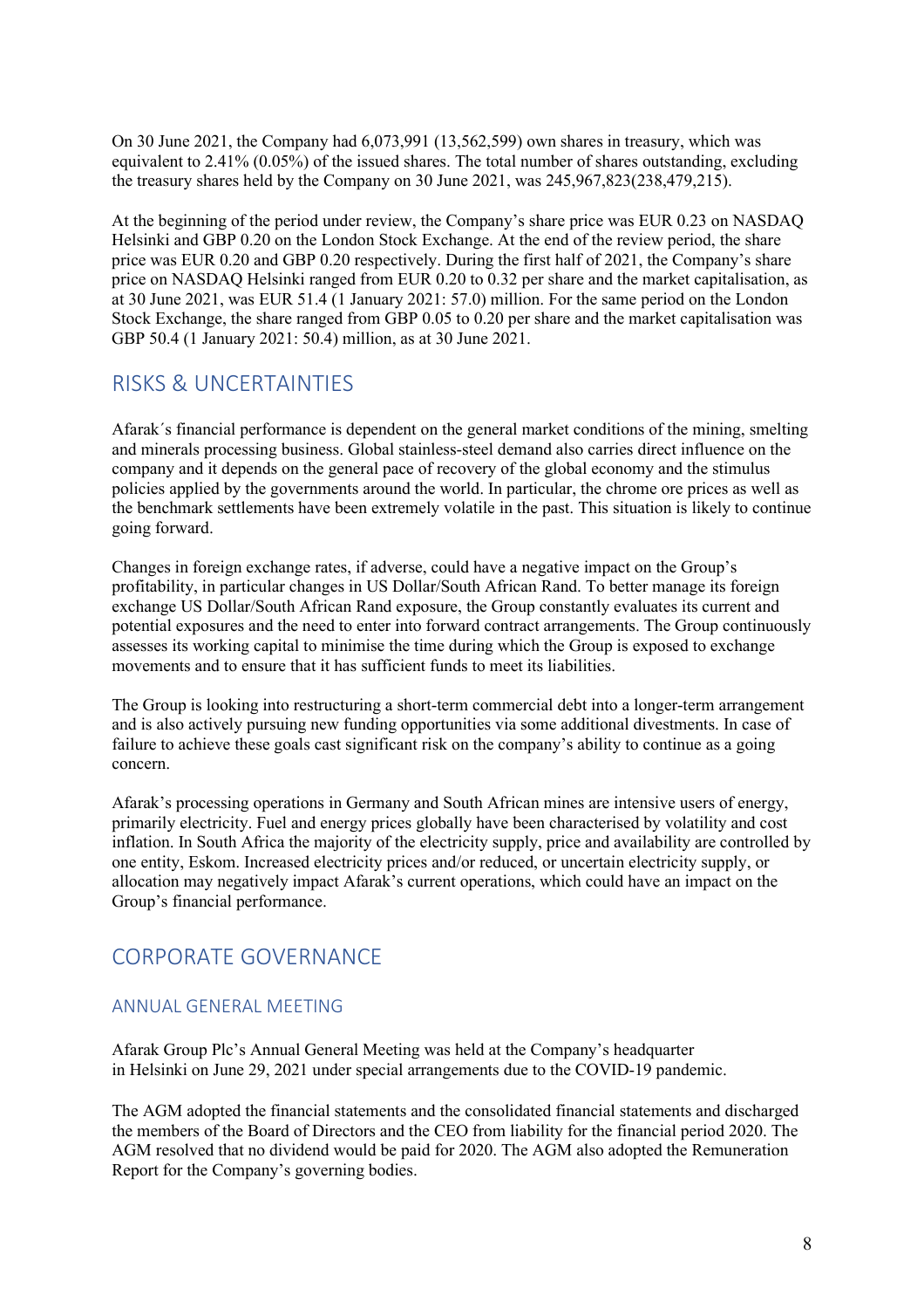On 30 June 2021, the Company had 6,073,991 (13,562,599) own shares in treasury, which was equivalent to 2.41% (0.05%) of the issued shares. The total number of shares outstanding, excluding the treasury shares held by the Company on 30 June 2021, was 245,967,823(238,479,215).

At the beginning of the period under review, the Company's share price was EUR 0.23 on NASDAQ Helsinki and GBP 0.20 on the London Stock Exchange. At the end of the review period, the share price was EUR 0.20 and GBP 0.20 respectively. During the first half of 2021, the Company's share price on NASDAQ Helsinki ranged from EUR 0.20 to 0.32 per share and the market capitalisation, as at 30 June 2021, was EUR 51.4 (1 January 2021: 57.0) million. For the same period on the London Stock Exchange, the share ranged from GBP 0.05 to 0.20 per share and the market capitalisation was GBP 50.4 (1 January 2021: 50.4) million, as at 30 June 2021.

## RISKS & UNCERTAINTIES

Afarak´s financial performance is dependent on the general market conditions of the mining, smelting and minerals processing business. Global stainless-steel demand also carries direct influence on the company and it depends on the general pace of recovery of the global economy and the stimulus policies applied by the governments around the world. In particular, the chrome ore prices as well as the benchmark settlements have been extremely volatile in the past. This situation is likely to continue going forward.

Changes in foreign exchange rates, if adverse, could have a negative impact on the Group's profitability, in particular changes in US Dollar/South African Rand. To better manage its foreign exchange US Dollar/South African Rand exposure, the Group constantly evaluates its current and potential exposures and the need to enter into forward contract arrangements. The Group continuously assesses its working capital to minimise the time during which the Group is exposed to exchange movements and to ensure that it has sufficient funds to meet its liabilities.

The Group is looking into restructuring a short-term commercial debt into a longer-term arrangement and is also actively pursuing new funding opportunities via some additional divestments. In case of failure to achieve these goals cast significant risk on the company's ability to continue as a going concern.

Afarak's processing operations in Germany and South African mines are intensive users of energy, primarily electricity. Fuel and energy prices globally have been characterised by volatility and cost inflation. In South Africa the majority of the electricity supply, price and availability are controlled by one entity, Eskom. Increased electricity prices and/or reduced, or uncertain electricity supply, or allocation may negatively impact Afarak's current operations, which could have an impact on the Group's financial performance.

## CORPORATE GOVERNANCE

### ANNUAL GENERAL MEETING

Afarak Group Plc's Annual General Meeting was held at the Company's headquarter in Helsinki on June 29, 2021 under special arrangements due to the COVID-19 pandemic.

The AGM adopted the financial statements and the consolidated financial statements and discharged the members of the Board of Directors and the CEO from liability for the financial period 2020. The AGM resolved that no dividend would be paid for 2020. The AGM also adopted the Remuneration Report for the Company's governing bodies.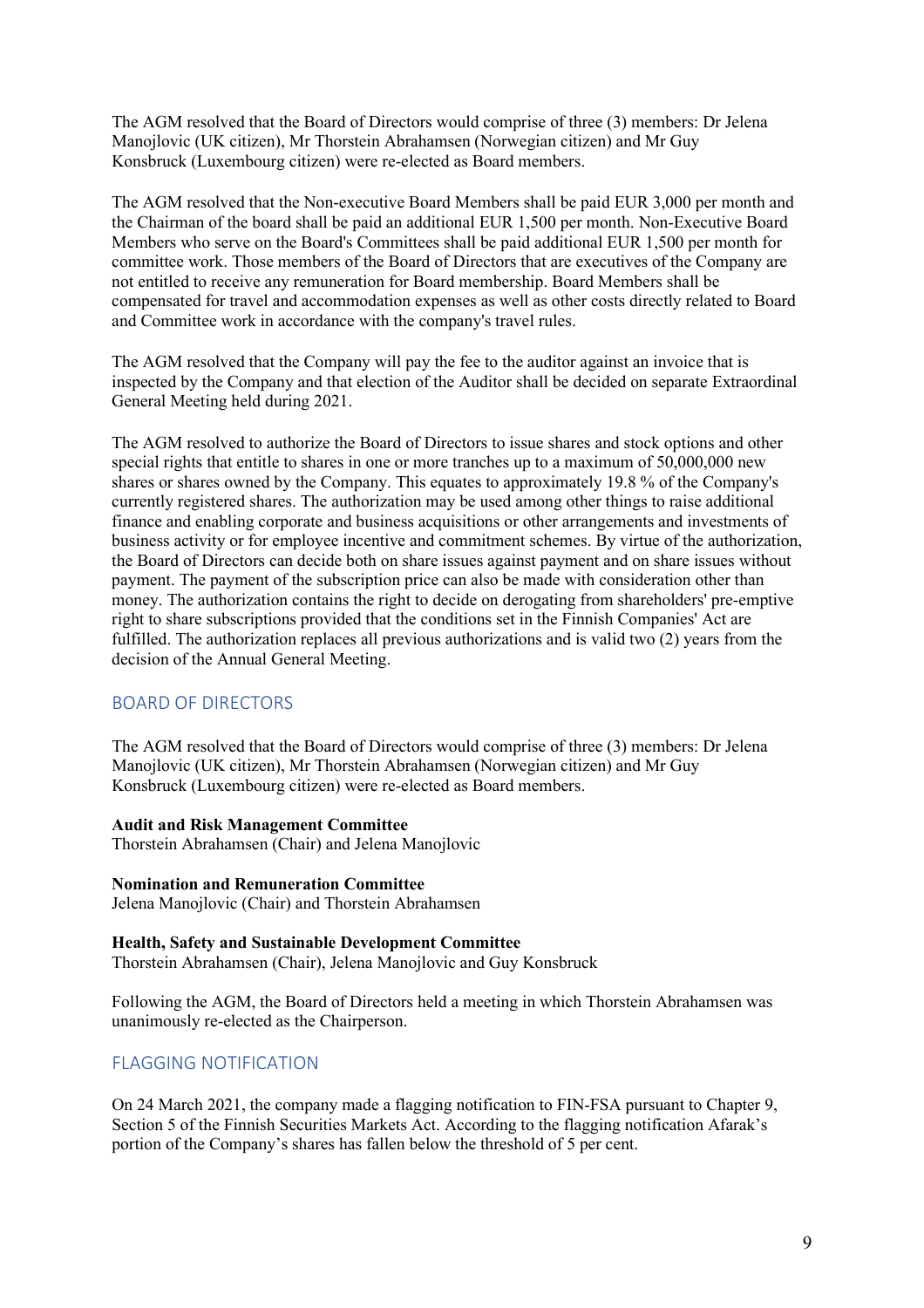The AGM resolved that the Board of Directors would comprise of three (3) members: Dr Jelena Manojlovic (UK citizen), Mr Thorstein Abrahamsen (Norwegian citizen) and Mr Guy Konsbruck (Luxembourg citizen) were re-elected as Board members.

The AGM resolved that the Non-executive Board Members shall be paid EUR 3,000 per month and the Chairman of the board shall be paid an additional EUR 1,500 per month. Non-Executive Board Members who serve on the Board's Committees shall be paid additional EUR 1,500 per month for committee work. Those members of the Board of Directors that are executives of the Company are not entitled to receive any remuneration for Board membership. Board Members shall be compensated for travel and accommodation expenses as well as other costs directly related to Board and Committee work in accordance with the company's travel rules.

The AGM resolved that the Company will pay the fee to the auditor against an invoice that is inspected by the Company and that election of the Auditor shall be decided on separate Extraordinal General Meeting held during 2021.

The AGM resolved to authorize the Board of Directors to issue shares and stock options and other special rights that entitle to shares in one or more tranches up to a maximum of 50,000,000 new shares or shares owned by the Company. This equates to approximately 19.8 % of the Company's currently registered shares. The authorization may be used among other things to raise additional finance and enabling corporate and business acquisitions or other arrangements and investments of business activity or for employee incentive and commitment schemes. By virtue of the authorization, the Board of Directors can decide both on share issues against payment and on share issues without payment. The payment of the subscription price can also be made with consideration other than money. The authorization contains the right to decide on derogating from shareholders' pre-emptive right to share subscriptions provided that the conditions set in the Finnish Companies' Act are fulfilled. The authorization replaces all previous authorizations and is valid two (2) years from the decision of the Annual General Meeting.

## BOARD OF DIRECTORS

The AGM resolved that the Board of Directors would comprise of three (3) members: Dr Jelena Manojlovic (UK citizen), Mr Thorstein Abrahamsen (Norwegian citizen) and Mr Guy Konsbruck (Luxembourg citizen) were re-elected as Board members.

**Audit and Risk Management Committee**
Thorstein Abrahamsen (Chair) and Jelena Manojlovic

**Nomination and Remuneration Committee**
Jelena Manojlovic (Chair) and Thorstein Abrahamsen

**Health, Safety and Sustainable Development Committee**
Thorstein Abrahamsen (Chair), Jelena Manojlovic and Guy Konsbruck

Following the AGM, the Board of Directors held a meeting in which Thorstein Abrahamsen was unanimously re-elected as the Chairperson.

## FLAGGING NOTIFICATION

On 24 March 2021, the company made a flagging notification to FIN-FSA pursuant to Chapter 9, Section 5 of the Finnish Securities Markets Act. According to the flagging notification Afarak's portion of the Company's shares has fallen below the threshold of 5 per cent.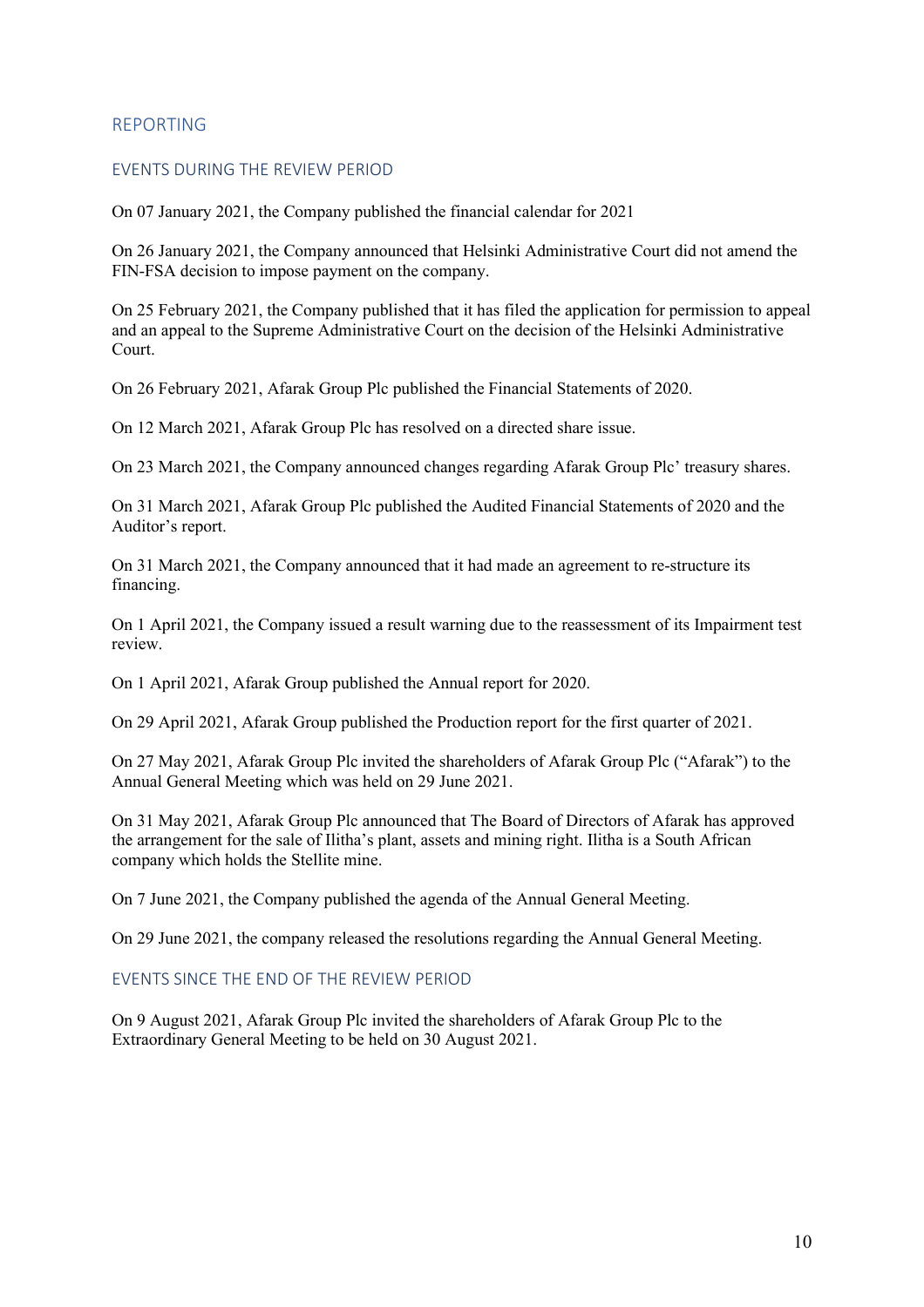## REPORTING

### EVENTS DURING THE REVIEW PERIOD

On 07 January 2021, the Company published the financial calendar for 2021

On 26 January 2021, the Company announced that Helsinki Administrative Court did not amend the FIN-FSA decision to impose payment on the company.

On 25 February 2021, the Company published that it has filed the application for permission to appeal and an appeal to the Supreme Administrative Court on the decision of the Helsinki Administrative Court.

On 26 February 2021, Afarak Group Plc published the Financial Statements of 2020.

On 12 March 2021, Afarak Group Plc has resolved on a directed share issue.

On 23 March 2021, the Company announced changes regarding Afarak Group Plc' treasury shares.

On 31 March 2021, Afarak Group Plc published the Audited Financial Statements of 2020 and the Auditor's report.

On 31 March 2021, the Company announced that it had made an agreement to re-structure its financing.

On 1 April 2021, the Company issued a result warning due to the reassessment of its Impairment test review.

On 1 April 2021, Afarak Group published the Annual report for 2020.

On 29 April 2021, Afarak Group published the Production report for the first quarter of 2021.

On 27 May 2021, Afarak Group Plc invited the shareholders of Afarak Group Plc ("Afarak") to the Annual General Meeting which was held on 29 June 2021.

On 31 May 2021, Afarak Group Plc announced that The Board of Directors of Afarak has approved the arrangement for the sale of Ilitha's plant, assets and mining right. Ilitha is a South African company which holds the Stellite mine.

On 7 June 2021, the Company published the agenda of the Annual General Meeting.

On 29 June 2021, the company released the resolutions regarding the Annual General Meeting.

### EVENTS SINCE THE END OF THE REVIEW PERIOD

On 9 August 2021, Afarak Group Plc invited the shareholders of Afarak Group Plc to the Extraordinary General Meeting to be held on 30 August 2021.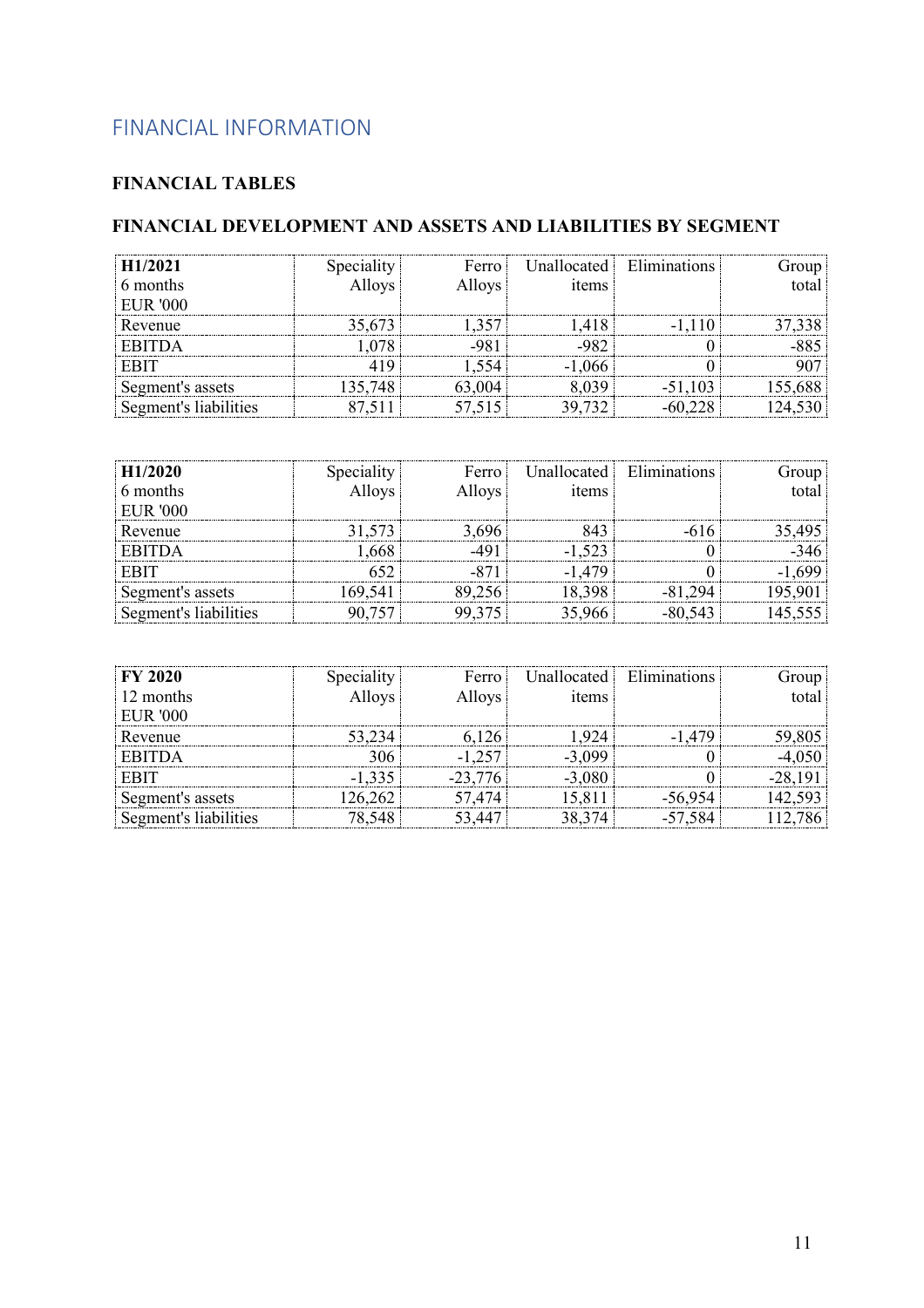## FINANCIAL INFORMATION

### FINANCIAL TABLES

### FINANCIAL DEVELOPMENT AND ASSETS AND LIABILITIES BY SEGMENT

| **H1/2021**<br>6 months<br>EUR '000 | Speciality Alloys | Ferro Alloys | Unallocated items | Eliminations | Group total |
|---|---|---|---|---|---|
| Revenue | 35,673 | 1,357 | 1,418 | -1,110 | 37,338 |
| EBITDA | 1,078 | -981 | -982 | 0 | -885 |
| EBIT | 419 | 1,554 | -1,066 | 0 | 907 |
| Segment's assets | 135,748 | 63,004 | 8,039 | -51,103 | 155,688 |
| Segment's liabilities | 87,511 | 57,515 | 39,732 | -60,228 | 124,530 |

| **H1/2020**<br>6 months<br>EUR '000 | Speciality Alloys | Ferro Alloys | Unallocated items | Eliminations | Group total |
|---|---|---|---|---|---|
| Revenue | 31,573 | 3,696 | 843 | -616 | 35,495 |
| EBITDA | 1,668 | -491 | -1,523 | 0 | -346 |
| EBIT | 652 | -871 | -1,479 | 0 | -1,699 |
| Segment's assets | 169,541 | 89,256 | 18,398 | -81,294 | 195,901 |
| Segment's liabilities | 90,757 | 99,375 | 35,966 | -80,543 | 145,555 |

| **FY 2020**<br>12 months<br>EUR '000 | Speciality Alloys | Ferro Alloys | Unallocated items | Eliminations | Group total |
|---|---|---|---|---|---|
| Revenue | 53,234 | 6,126 | 1,924 | -1,479 | 59,805 |
| EBITDA | 306 | -1,257 | -3,099 | 0 | -4,050 |
| EBIT | -1,335 | -23,776 | -3,080 | 0 | -28,191 |
| Segment's assets | 126,262 | 57,474 | 15,811 | -56,954 | 142,593 |
| Segment's liabilities | 78,548 | 53,447 | 38,374 | -57,584 | 112,786 |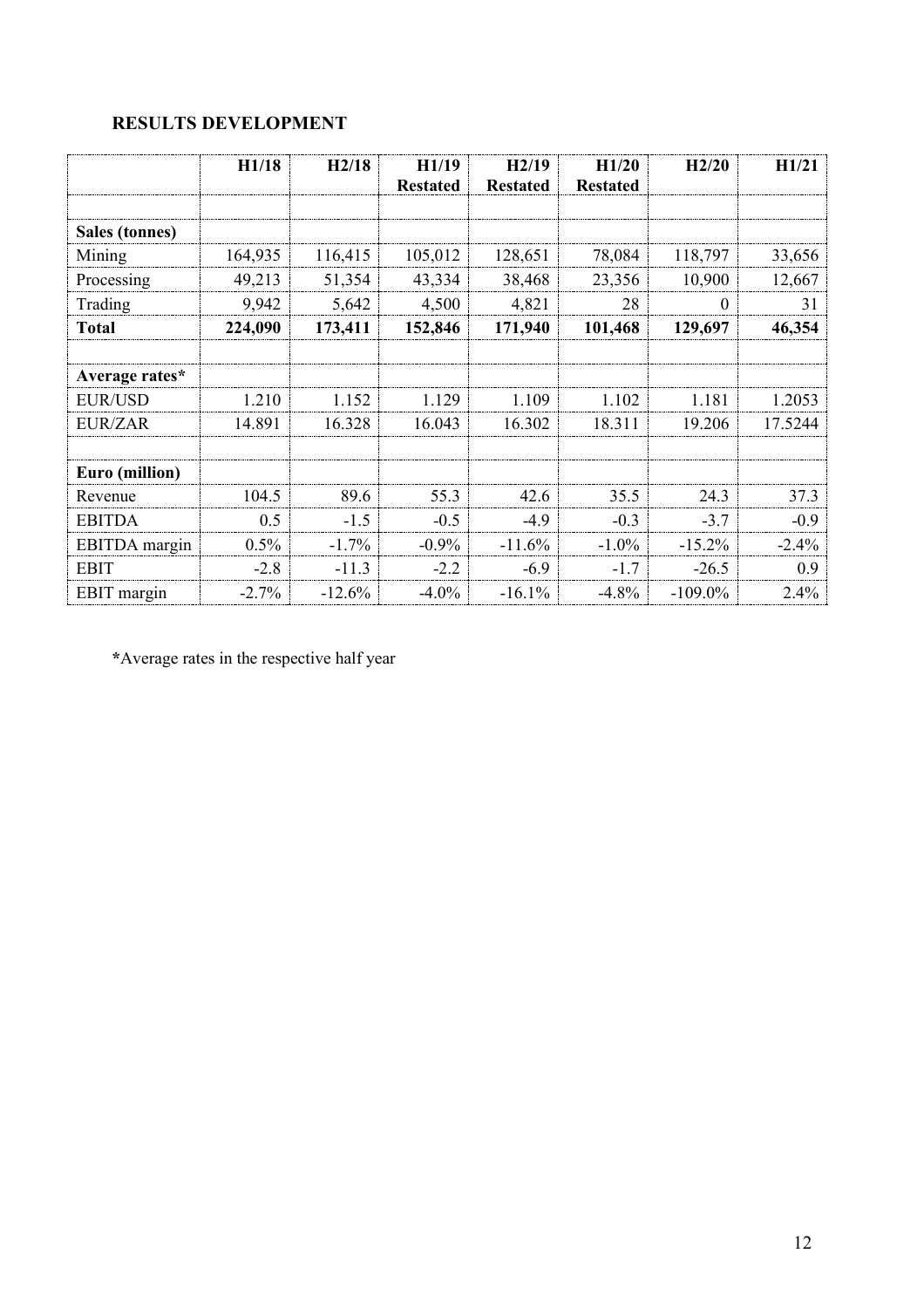## RESULTS DEVELOPMENT

| | H1/18 | H2/18 | H1/19 Restated | H2/19 Restated | H1/20 Restated | H2/20 | H1/21 |
|---|---|---|---|---|---|---|---|
| | | | | | | | |
| **Sales (tonnes)** | | | | | | | |
| Mining | 164,935 | 116,415 | 105,012 | 128,651 | 78,084 | 118,797 | 33,656 |
| Processing | 49,213 | 51,354 | 43,334 | 38,468 | 23,356 | 10,900 | 12,667 |
| Trading | 9,942 | 5,642 | 4,500 | 4,821 | 28 | 0 | 31 |
| **Total** | **224,090** | **173,411** | **152,846** | **171,940** | **101,468** | **129,697** | **46,354** |
| | | | | | | | |
| **Average rates*** | | | | | | | |
| EUR/USD | 1.210 | 1.152 | 1.129 | 1.109 | 1.102 | 1.181 | 1.2053 |
| EUR/ZAR | 14.891 | 16.328 | 16.043 | 16.302 | 18.311 | 19.206 | 17.5244 |
| | | | | | | | |
| **Euro (million)** | | | | | | | |
| Revenue | 104.5 | 89.6 | 55.3 | 42.6 | 35.5 | 24.3 | 37.3 |
| EBITDA | 0.5 | -1.5 | -0.5 | -4.9 | -0.3 | -3.7 | -0.9 |
| EBITDA margin | 0.5% | -1.7% | -0.9% | -11.6% | -1.0% | -15.2% | -2.4% |
| EBIT | -2.8 | -11.3 | -2.2 | -6.9 | -1.7 | -26.5 | 0.9 |
| EBIT margin | -2.7% | -12.6% | -4.0% | -16.1% | -4.8% | -109.0% | 2.4% |

***Average rates in the respective half year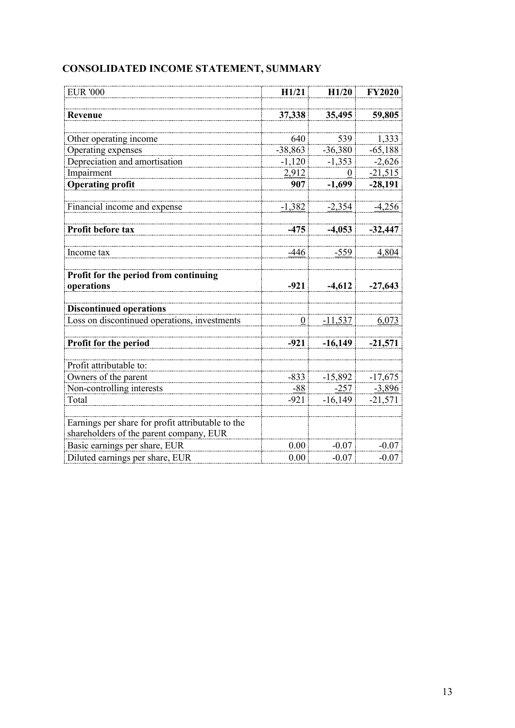## CONSOLIDATED INCOME STATEMENT, SUMMARY

| EUR '000 | H1/21 | H1/20 | FY2020 |
|---|---|---|---|
| **Revenue** | **37,338** | **35,495** | **59,805** |
| | | | |
| Other operating income | 640 | 539 | 1,333 |
| Operating expenses | -38,863 | -36,380 | -65,188 |
| Depreciation and amortisation | -1,120 | -1,353 | -2,626 |
| Impairment | 2,912 | 0 | -21,515 |
| **Operating profit** | **907** | **-1,699** | **-28,191** |
| | | | |
| Financial income and expense | -1,382 | -2,354 | -4,256 |
| | | | |
| **Profit before tax** | **-475** | **-4,053** | **-32,447** |
| | | | |
| Income tax | -446 | -559 | 4,804 |
| | | | |
| **Profit for the period from continuing operations** | **-921** | **-4,612** | **-27,643** |
| | | | |
| **Discontinued operations** | | | |
| Loss on discontinued operations, investments | 0 | -11,537 | 6,073 |
| | | | |
| **Profit for the period** | **-921** | **-16,149** | **-21,571** |
| | | | |
| Profit attributable to: | | | |
| Owners of the parent | -833 | -15,892 | -17,675 |
| Non-controlling interests | -88 | -257 | -3,896 |
| Total | -921 | -16,149 | -21,571 |
| | | | |
| Earnings per share for profit attributable to the shareholders of the parent company, EUR | | | |
| Basic earnings per share, EUR | 0.00 | -0.07 | -0.07 |
| Diluted earnings per share, EUR | 0.00 | -0.07 | -0.07 |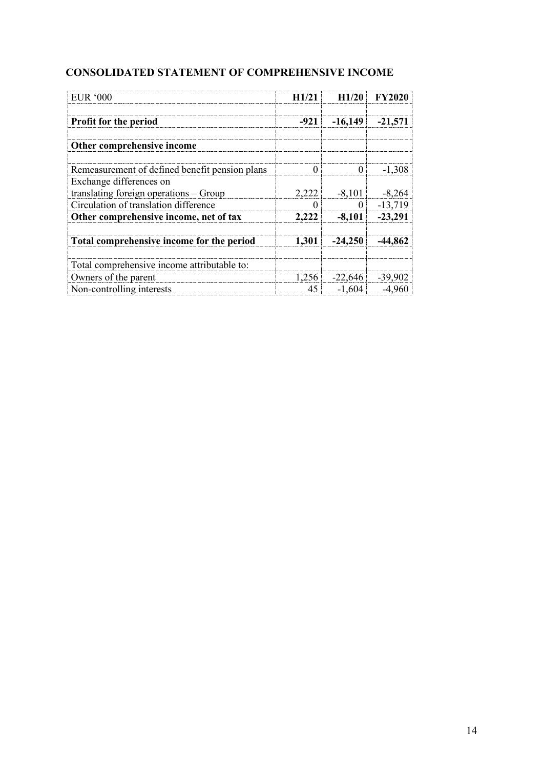## CONSOLIDATED STATEMENT OF COMPREHENSIVE INCOME

| EUR '000 | H1/21 | H1/20 | FY2020 |
|---|---|---|---|
| | | | |
| **Profit for the period** | **-921** | **-16,149** | **-21,571** |
| | | | |
| **Other comprehensive income** | | | |
| | | | |
| Remeasurement of defined benefit pension plans | 0 | 0 | -1,308 |
| Exchange differences on translating foreign operations – Group | 2,222 | -8,101 | -8,264 |
| Circulation of translation difference | 0 | 0 | -13,719 |
| **Other comprehensive income, net of tax** | **2,222** | **-8,101** | **-23,291** |
| | | | |
| **Total comprehensive income for the period** | **1,301** | **-24,250** | **-44,862** |
| | | | |
| Total comprehensive income attributable to: | | | |
| Owners of the parent | 1,256 | -22,646 | -39,902 |
| Non-controlling interests | 45 | -1,604 | -4,960 |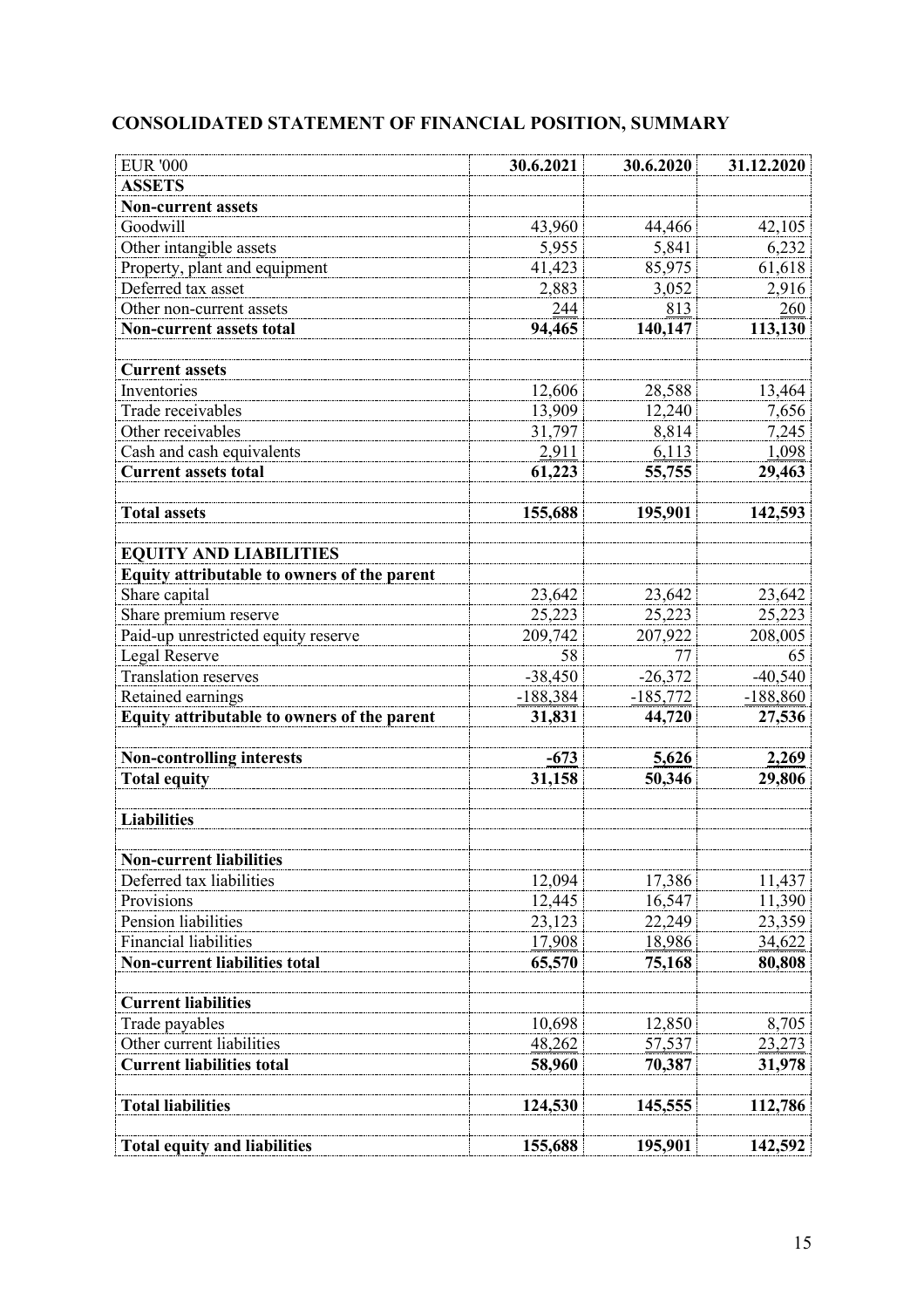## CONSOLIDATED STATEMENT OF FINANCIAL POSITION, SUMMARY

| EUR '000 | 30.6.2021 | 30.6.2020 | 31.12.2020 |
|---|---|---|---|
| **ASSETS** | | | |
| **Non-current assets** | | | |
| Goodwill | 43,960 | 44,466 | 42,105 |
| Other intangible assets | 5,955 | 5,841 | 6,232 |
| Property, plant and equipment | 41,423 | 85,975 | 61,618 |
| Deferred tax asset | 2,883 | 3,052 | 2,916 |
| Other non-current assets | 244 | 813 | 260 |
| **Non-current assets total** | **94,465** | **140,147** | **113,130** |
| | | | |
| **Current assets** | | | |
| Inventories | 12,606 | 28,588 | 13,464 |
| Trade receivables | 13,909 | 12,240 | 7,656 |
| Other receivables | 31,797 | 8,814 | 7,245 |
| Cash and cash equivalents | 2,911 | 6,113 | 1,098 |
| **Current assets total** | **61,223** | **55,755** | **29,463** |
| | | | |
| **Total assets** | **155,688** | **195,901** | **142,593** |
| | | | |
| **EQUITY AND LIABILITIES** | | | |
| **Equity attributable to owners of the parent** | | | |
| Share capital | 23,642 | 23,642 | 23,642 |
| Share premium reserve | 25,223 | 25,223 | 25,223 |
| Paid-up unrestricted equity reserve | 209,742 | 207,922 | 208,005 |
| Legal Reserve | 58 | 77 | 65 |
| Translation reserves | -38,450 | -26,372 | -40,540 |
| Retained earnings | -188,384 | -185,772 | -188,860 |
| **Equity attributable to owners of the parent** | **31,831** | **44,720** | **27,536** |
| | | | |
| **Non-controlling interests** | **-673** | **5,626** | **2,269** |
| **Total equity** | **31,158** | **50,346** | **29,806** |
| | | | |
| **Liabilities** | | | |
| | | | |
| **Non-current liabilities** | | | |
| Deferred tax liabilities | 12,094 | 17,386 | 11,437 |
| Provisions | 12,445 | 16,547 | 11,390 |
| Pension liabilities | 23,123 | 22,249 | 23,359 |
| Financial liabilities | 17,908 | 18,986 | 34,622 |
| **Non-current liabilities total** | **65,570** | **75,168** | **80,808** |
| | | | |
| **Current liabilities** | | | |
| Trade payables | 10,698 | 12,850 | 8,705 |
| Other current liabilities | 48,262 | 57,537 | 23,273 |
| **Current liabilities total** | **58,960** | **70,387** | **31,978** |
| | | | |
| **Total liabilities** | **124,530** | **145,555** | **112,786** |
| | | | |
| **Total equity and liabilities** | **155,688** | **195,901** | **142,592** |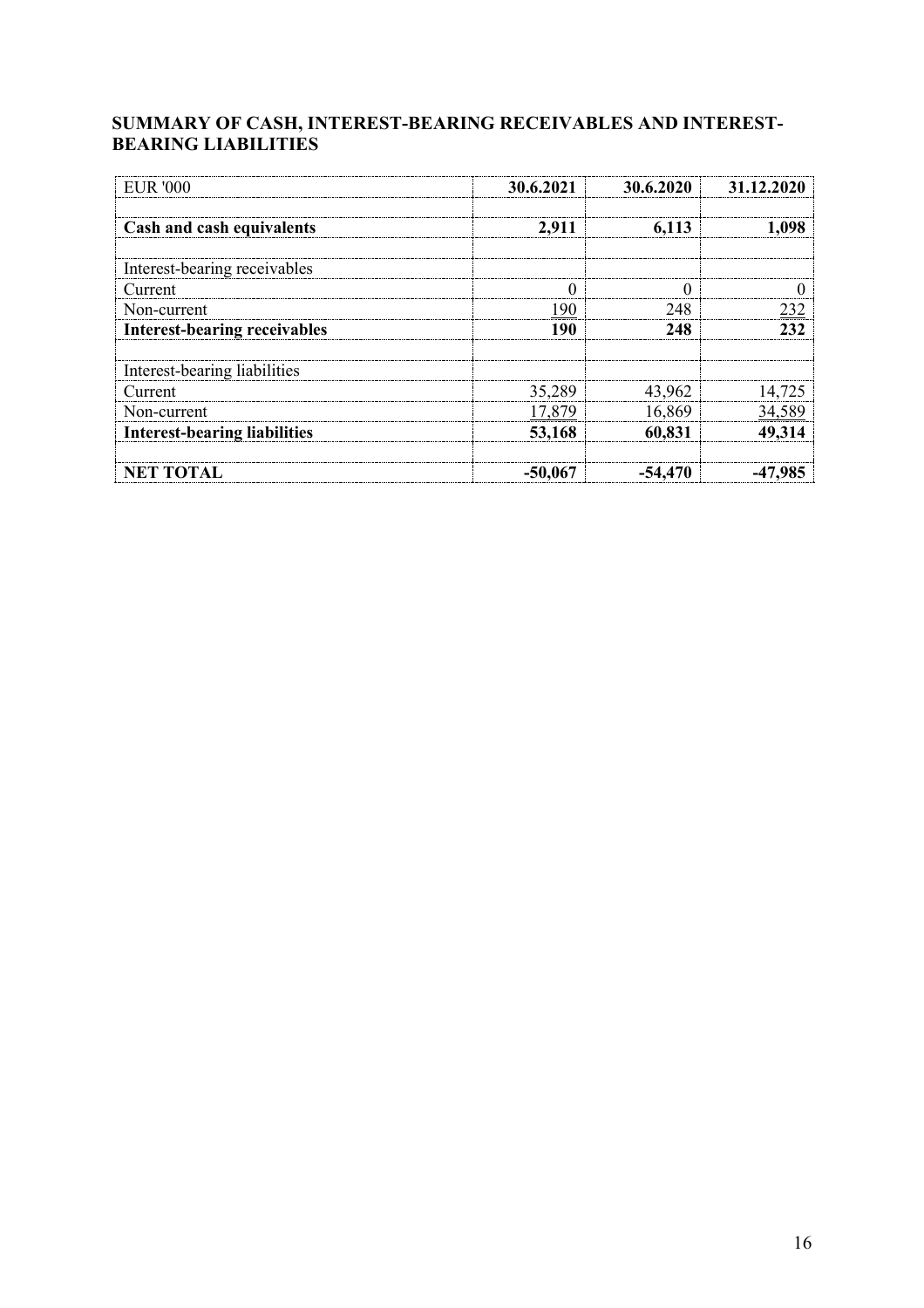## SUMMARY OF CASH, INTEREST-BEARING RECEIVABLES AND INTEREST-BEARING LIABILITIES

| EUR '000 | 30.6.2021 | 30.6.2020 | 31.12.2020 |
|---|---|---|---|
| | | | |
| **Cash and cash equivalents** | **2,911** | **6,113** | **1,098** |
| | | | |
| Interest-bearing receivables | | | |
| Current | 0 | 0 | 0 |
| Non-current | 190 | 248 | 232 |
| **Interest-bearing receivables** | **190** | **248** | **232** |
| | | | |
| Interest-bearing liabilities | | | |
| Current | 35,289 | 43,962 | 14,725 |
| Non-current | 17,879 | 16,869 | 34,589 |
| **Interest-bearing liabilities** | **53,168** | **60,831** | **49,314** |
| | | | |
| **NET TOTAL** | **-50,067** | **-54,470** | **-47,985** |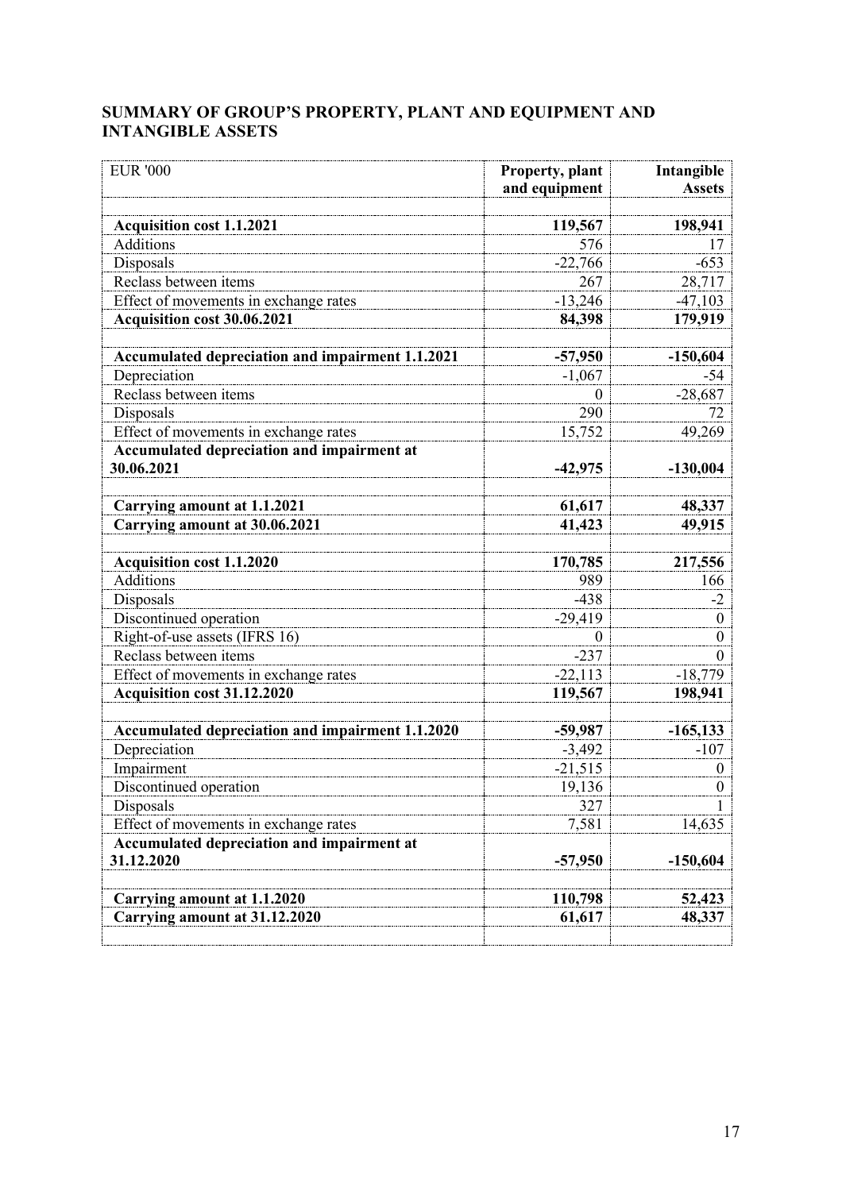## SUMMARY OF GROUP'S PROPERTY, PLANT AND EQUIPMENT AND INTANGIBLE ASSETS

| EUR '000 | Property, plant and equipment | Intangible Assets |
|---|---|---|
| | | |
| **Acquisition cost 1.1.2021** | **119,567** | **198,941** |
| Additions | 576 | 17 |
| Disposals | -22,766 | -653 |
| Reclass between items | 267 | 28,717 |
| Effect of movements in exchange rates | -13,246 | -47,103 |
| **Acquisition cost 30.06.2021** | **84,398** | **179,919** |
| | | |
| **Accumulated depreciation and impairment 1.1.2021** | **-57,950** | **-150,604** |
| Depreciation | -1,067 | -54 |
| Reclass between items | 0 | -28,687 |
| Disposals | 290 | 72 |
| Effect of movements in exchange rates | 15,752 | 49,269 |
| **Accumulated depreciation and impairment at 30.06.2021** | **-42,975** | **-130,004** |
| | | |
| **Carrying amount at 1.1.2021** | **61,617** | **48,337** |
| **Carrying amount at 30.06.2021** | **41,423** | **49,915** |
| | | |
| **Acquisition cost 1.1.2020** | **170,785** | **217,556** |
| Additions | 989 | 166 |
| Disposals | -438 | -2 |
| Discontinued operation | -29,419 | 0 |
| Right-of-use assets (IFRS 16) | 0 | 0 |
| Reclass between items | -237 | 0 |
| Effect of movements in exchange rates | -22,113 | -18,779 |
| **Acquisition cost 31.12.2020** | **119,567** | **198,941** |
| | | |
| **Accumulated depreciation and impairment 1.1.2020** | **-59,987** | **-165,133** |
| Depreciation | -3,492 | -107 |
| Impairment | -21,515 | 0 |
| Discontinued operation | 19,136 | 0 |
| Disposals | 327 | 1 |
| Effect of movements in exchange rates | 7,581 | 14,635 |
| **Accumulated depreciation and impairment at 31.12.2020** | **-57,950** | **-150,604** |
| | | |
| **Carrying amount at 1.1.2020** | **110,798** | **52,423** |
| **Carrying amount at 31.12.2020** | **61,617** | **48,337** |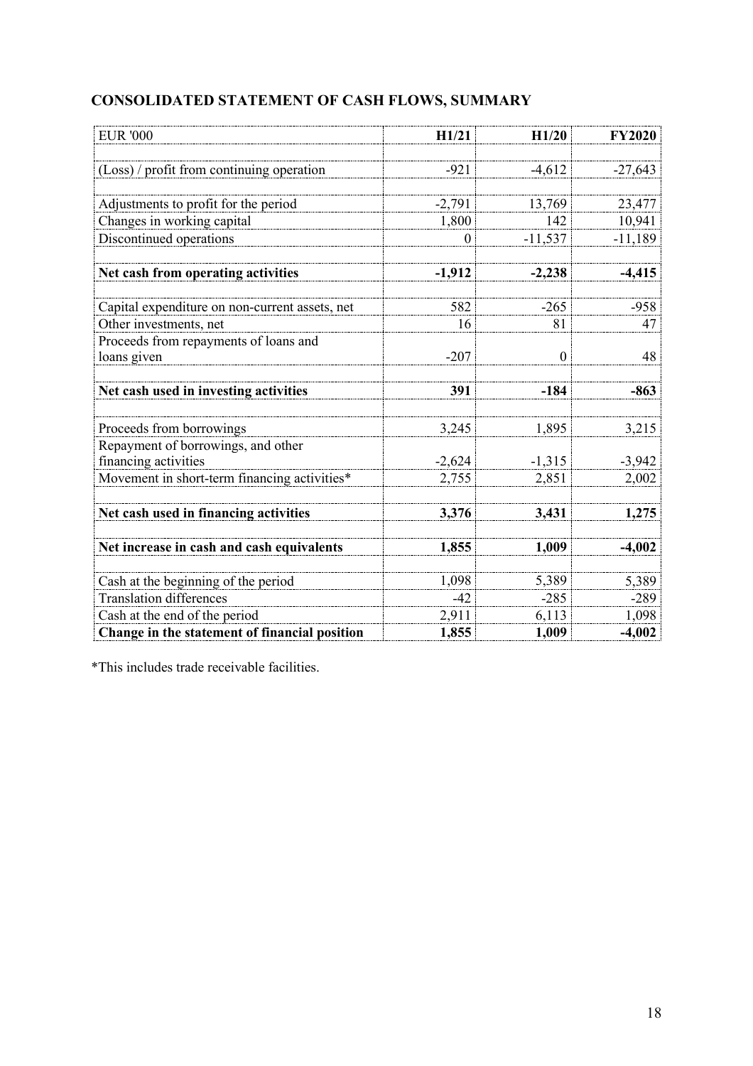## CONSOLIDATED STATEMENT OF CASH FLOWS, SUMMARY

| EUR '000 | H1/21 | H1/20 | FY2020 |
|---|---|---|---|
| (Loss) / profit from continuing operation | -921 | -4,612 | -27,643 |
| Adjustments to profit for the period | -2,791 | 13,769 | 23,477 |
| Changes in working capital | 1,800 | 142 | 10,941 |
| Discontinued operations | 0 | -11,537 | -11,189 |
| **Net cash from operating activities** | **-1,912** | **-2,238** | **-4,415** |
| Capital expenditure on non-current assets, net | 582 | -265 | -958 |
| Other investments, net | 16 | 81 | 47 |
| Proceeds from repayments of loans and loans given | -207 | 0 | 48 |
| **Net cash used in investing activities** | **391** | **-184** | **-863** |
| Proceeds from borrowings | 3,245 | 1,895 | 3,215 |
| Repayment of borrowings, and other financing activities | -2,624 | -1,315 | -3,942 |
| Movement in short-term financing activities* | 2,755 | 2,851 | 2,002 |
| **Net cash used in financing activities** | **3,376** | **3,431** | **1,275** |
| **Net increase in cash and cash equivalents** | **1,855** | **1,009** | **-4,002** |
| Cash at the beginning of the period | 1,098 | 5,389 | 5,389 |
| Translation differences | -42 | -285 | -289 |
| Cash at the end of the period | 2,911 | 6,113 | 1,098 |
| **Change in the statement of financial position** | **1,855** | **1,009** | **-4,002** |

*This includes trade receivable facilities.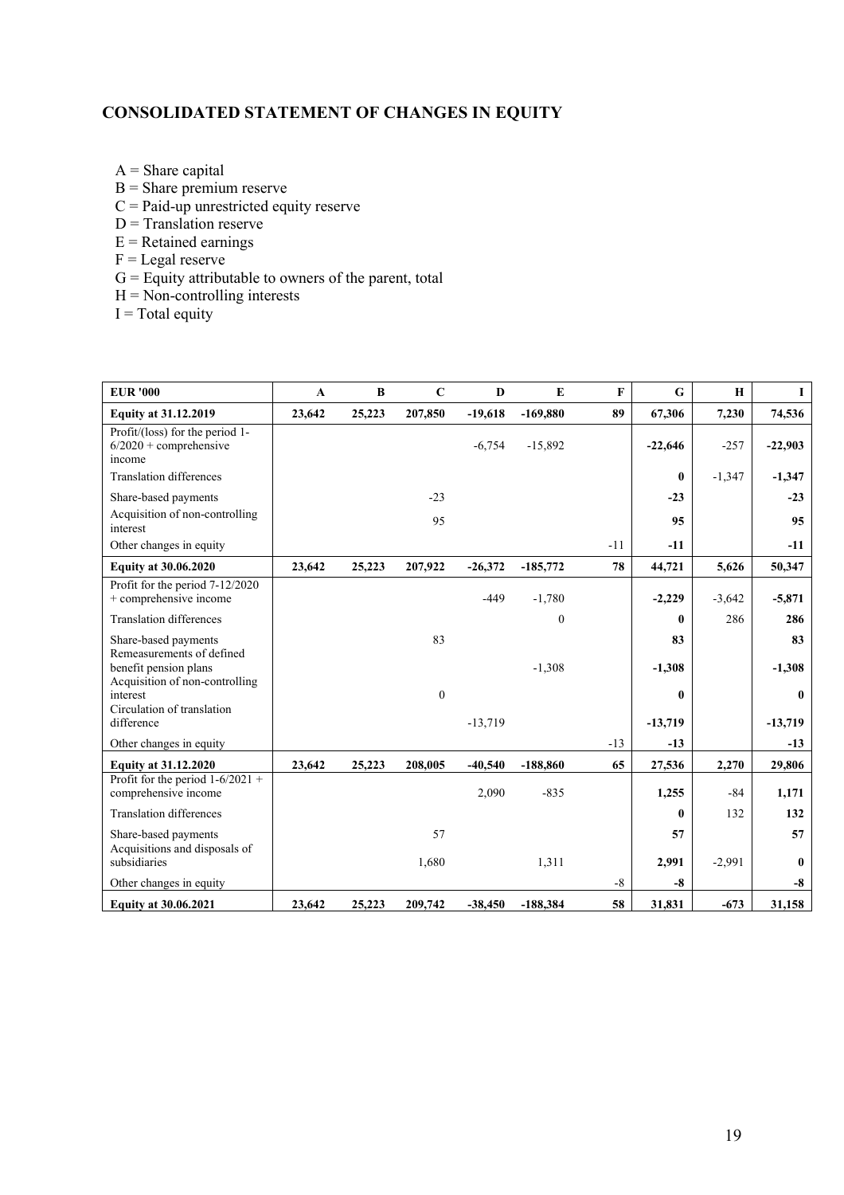## CONSOLIDATED STATEMENT OF CHANGES IN EQUITY

A = Share capital
B = Share premium reserve
C = Paid-up unrestricted equity reserve
D = Translation reserve
E = Retained earnings
F = Legal reserve
G = Equity attributable to owners of the parent, total
H = Non-controlling interests
I = Total equity

| EUR '000 | A | B | C | D | E | F | G | H | I |
|---|---|---|---|---|---|---|---|---|---|
| **Equity at 31.12.2019** | **23,642** | **25,223** | **207,850** | **-19,618** | **-169,880** | **89** | **67,306** | **7,230** | **74,536** |
| Profit/(loss) for the period 1-6/2020 + comprehensive income | | | | -6,754 | -15,892 | | **-22,646** | -257 | **-22,903** |
| Translation differences | | | | | | | **0** | -1,347 | **-1,347** |
| Share-based payments | | | -23 | | | | **-23** | | **-23** |
| Acquisition of non-controlling interest | | | 95 | | | | **95** | | **95** |
| Other changes in equity | | | | | | -11 | **-11** | | **-11** |
| **Equity at 30.06.2020** | **23,642** | **25,223** | **207,922** | **-26,372** | **-185,772** | **78** | **44,721** | **5,626** | **50,347** |
| Profit for the period 7-12/2020 + comprehensive income | | | | -449 | -1,780 | | **-2,229** | -3,642 | **-5,871** |
| Translation differences | | | | | 0 | | **0** | 286 | **286** |
| Share-based payments | | | 83 | | | | **83** | | **83** |
| Remeasurements of defined benefit pension plans | | | | | -1,308 | | **-1,308** | | **-1,308** |
| Acquisition of non-controlling interest | | | 0 | | | | **0** | | **0** |
| Circulation of translation difference | | | | -13,719 | | | **-13,719** | | **-13,719** |
| Other changes in equity | | | | | | -13 | **-13** | | **-13** |
| **Equity at 31.12.2020** | **23,642** | **25,223** | **208,005** | **-40,540** | **-188,860** | **65** | **27,536** | **2,270** | **29,806** |
| Profit for the period 1-6/2021 + comprehensive income | | | | 2,090 | -835 | | **1,255** | -84 | **1,171** |
| Translation differences | | | | | | | **0** | 132 | **132** |
| Share-based payments | | | 57 | | | | **57** | | **57** |
| Acquisitions and disposals of subsidiaries | | | 1,680 | | 1,311 | | **2,991** | -2,991 | **0** |
| Other changes in equity | | | | | | -8 | **-8** | | **-8** |
| **Equity at 30.06.2021** | **23,642** | **25,223** | **209,742** | **-38,450** | **-188,384** | **58** | **31,831** | **-673** | **31,158** |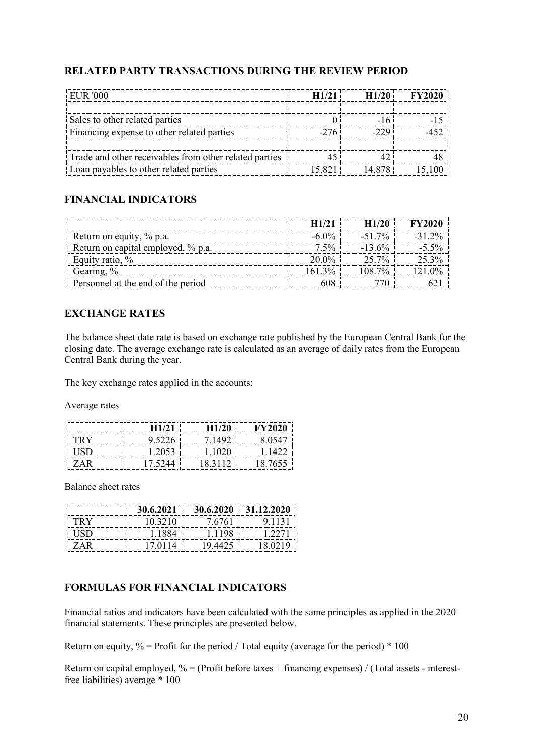## RELATED PARTY TRANSACTIONS DURING THE REVIEW PERIOD

| EUR '000 | H1/21 | H1/20 | FY2020 |
|---|---|---|---|
| | | | |
| Sales to other related parties | 0 | -16 | -15 |
| Financing expense to other related parties | -276 | -229 | -452 |
| | | | |
| Trade and other receivables from other related parties | 45 | 42 | 48 |
| Loan payables to other related parties | 15,821 | 14,878 | 15,100 |

## FINANCIAL INDICATORS

| | H1/21 | H1/20 | FY2020 |
|---|---|---|---|
| Return on equity, % p.a. | -6.0% | -51.7% | -31.2% |
| Return on capital employed, % p.a. | 7.5% | -13.6% | -5.5% |
| Equity ratio, % | 20.0% | 25.7% | 25.3% |
| Gearing, % | 161.3% | 108.7% | 121.0% |
| Personnel at the end of the period | 608 | 770 | 621 |

## EXCHANGE RATES

The balance sheet date rate is based on exchange rate published by the European Central Bank for the closing date. The average exchange rate is calculated as an average of daily rates from the European Central Bank during the year.

The key exchange rates applied in the accounts:

Average rates

| | H1/21 | H1/20 | FY2020 |
|---|---|---|---|
| TRY | 9.5226 | 7.1492 | 8.0547 |
| USD | 1.2053 | 1.1020 | 1.1422 |
| ZAR | 17.5244 | 18.3112 | 18.7655 |

Balance sheet rates

| | 30.6.2021 | 30.6.2020 | 31.12.2020 |
|---|---|---|---|
| TRY | 10.3210 | 7.6761 | 9.1131 |
| USD | 1.1884 | 1.1198 | 1.2271 |
| ZAR | 17.0114 | 19.4425 | 18.0219 |

## FORMULAS FOR FINANCIAL INDICATORS

Financial ratios and indicators have been calculated with the same principles as applied in the 2020 financial statements. These principles are presented below.

Return on equity, % = Profit for the period / Total equity (average for the period) * 100

Return on capital employed, % = (Profit before taxes + financing expenses) / (Total assets - interest-free liabilities) average * 100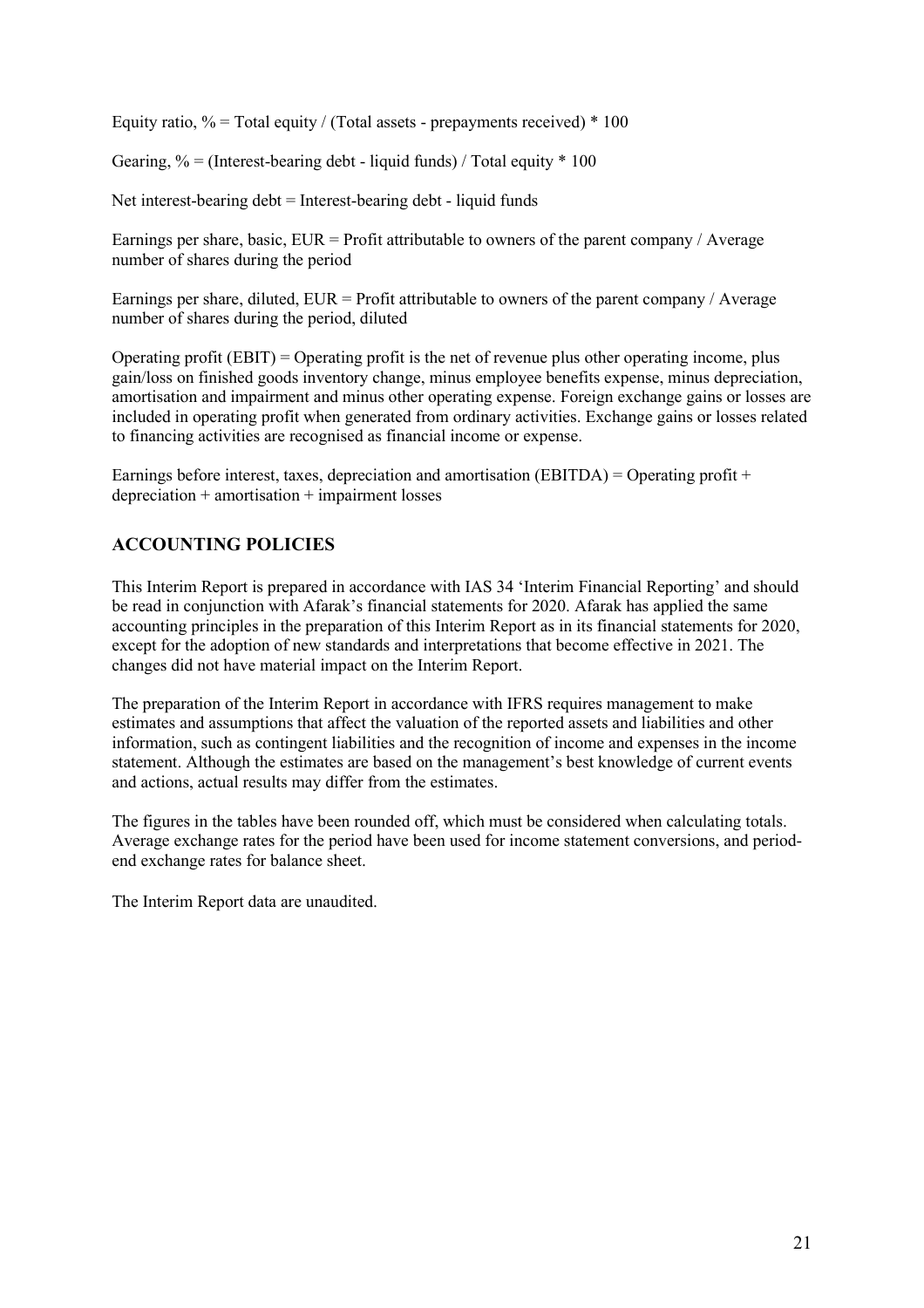Equity ratio, % = Total equity / (Total assets - prepayments received) * 100

Gearing, % = (Interest-bearing debt - liquid funds) / Total equity * 100

Net interest-bearing debt = Interest-bearing debt - liquid funds

Earnings per share, basic, EUR = Profit attributable to owners of the parent company / Average number of shares during the period

Earnings per share, diluted, EUR = Profit attributable to owners of the parent company / Average number of shares during the period, diluted

Operating profit (EBIT) = Operating profit is the net of revenue plus other operating income, plus gain/loss on finished goods inventory change, minus employee benefits expense, minus depreciation, amortisation and impairment and minus other operating expense. Foreign exchange gains or losses are included in operating profit when generated from ordinary activities. Exchange gains or losses related to financing activities are recognised as financial income or expense.

Earnings before interest, taxes, depreciation and amortisation (EBITDA) = Operating profit + depreciation + amortisation + impairment losses

## ACCOUNTING POLICIES

This Interim Report is prepared in accordance with IAS 34 'Interim Financial Reporting' and should be read in conjunction with Afarak's financial statements for 2020. Afarak has applied the same accounting principles in the preparation of this Interim Report as in its financial statements for 2020, except for the adoption of new standards and interpretations that become effective in 2021. The changes did not have material impact on the Interim Report.

The preparation of the Interim Report in accordance with IFRS requires management to make estimates and assumptions that affect the valuation of the reported assets and liabilities and other information, such as contingent liabilities and the recognition of income and expenses in the income statement. Although the estimates are based on the management's best knowledge of current events and actions, actual results may differ from the estimates.

The figures in the tables have been rounded off, which must be considered when calculating totals. Average exchange rates for the period have been used for income statement conversions, and period-end exchange rates for balance sheet.

The Interim Report data are unaudited.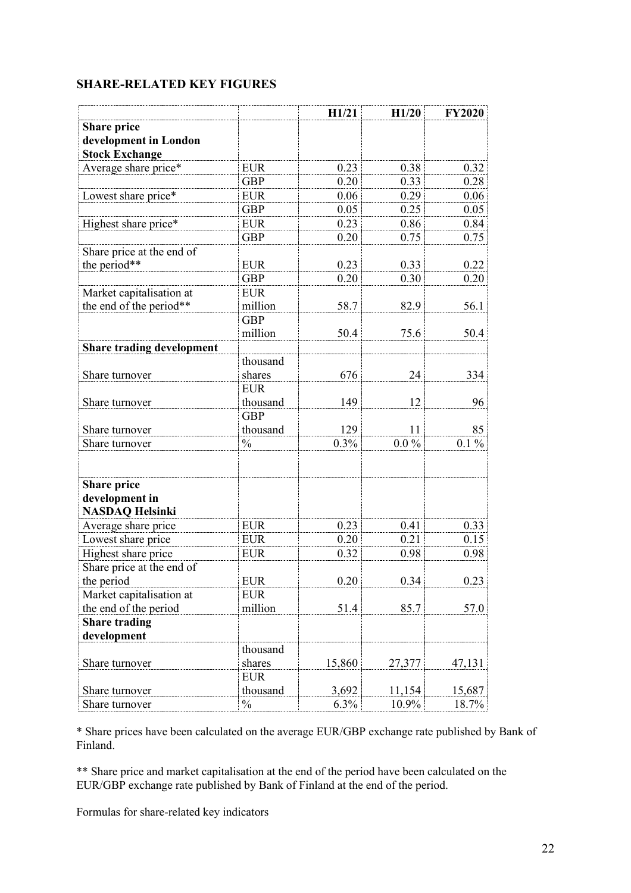## SHARE-RELATED KEY FIGURES

| | | H1/21 | H1/20 | FY2020 |
|---|---|---|---|---|
| **Share price development in London Stock Exchange** | | | | |
| Average share price* | EUR | 0.23 | 0.38 | 0.32 |
| | GBP | 0.20 | 0.33 | 0.28 |
| Lowest share price* | EUR | 0.06 | 0.29 | 0.06 |
| | GBP | 0.05 | 0.25 | 0.05 |
| Highest share price* | EUR | 0.23 | 0.86 | 0.84 |
| | GBP | 0.20 | 0.75 | 0.75 |
| Share price at the end of the period** | EUR | 0.23 | 0.33 | 0.22 |
| | GBP | 0.20 | 0.30 | 0.20 |
| Market capitalisation at the end of the period** | EUR million | 58.7 | 82.9 | 56.1 |
| | GBP million | 50.4 | 75.6 | 50.4 |
| **Share trading development** | | | | |
| Share turnover | thousand shares | 676 | 24 | 334 |
| Share turnover | EUR thousand | 149 | 12 | 96 |
| Share turnover | GBP thousand | 129 | 11 | 85 |
| Share turnover | % | 0.3% | 0.0 % | 0.1 % |
| | | | | |
| **Share price development in NASDAQ Helsinki** | | | | |
| Average share price | EUR | 0.23 | 0.41 | 0.33 |
| Lowest share price | EUR | 0.20 | 0.21 | 0.15 |
| Highest share price | EUR | 0.32 | 0.98 | 0.98 |
| Share price at the end of the period | EUR | 0.20 | 0.34 | 0.23 |
| Market capitalisation at the end of the period | EUR million | 51.4 | 85.7 | 57.0 |
| **Share trading development** | | | | |
| Share turnover | thousand shares | 15,860 | 27,377 | 47,131 |
| Share turnover | EUR thousand | 3,692 | 11,154 | 15,687 |
| Share turnover | % | 6.3% | 10.9% | 18.7% |

* Share prices have been calculated on the average EUR/GBP exchange rate published by Bank of Finland.

** Share price and market capitalisation at the end of the period have been calculated on the EUR/GBP exchange rate published by Bank of Finland at the end of the period.

Formulas for share-related key indicators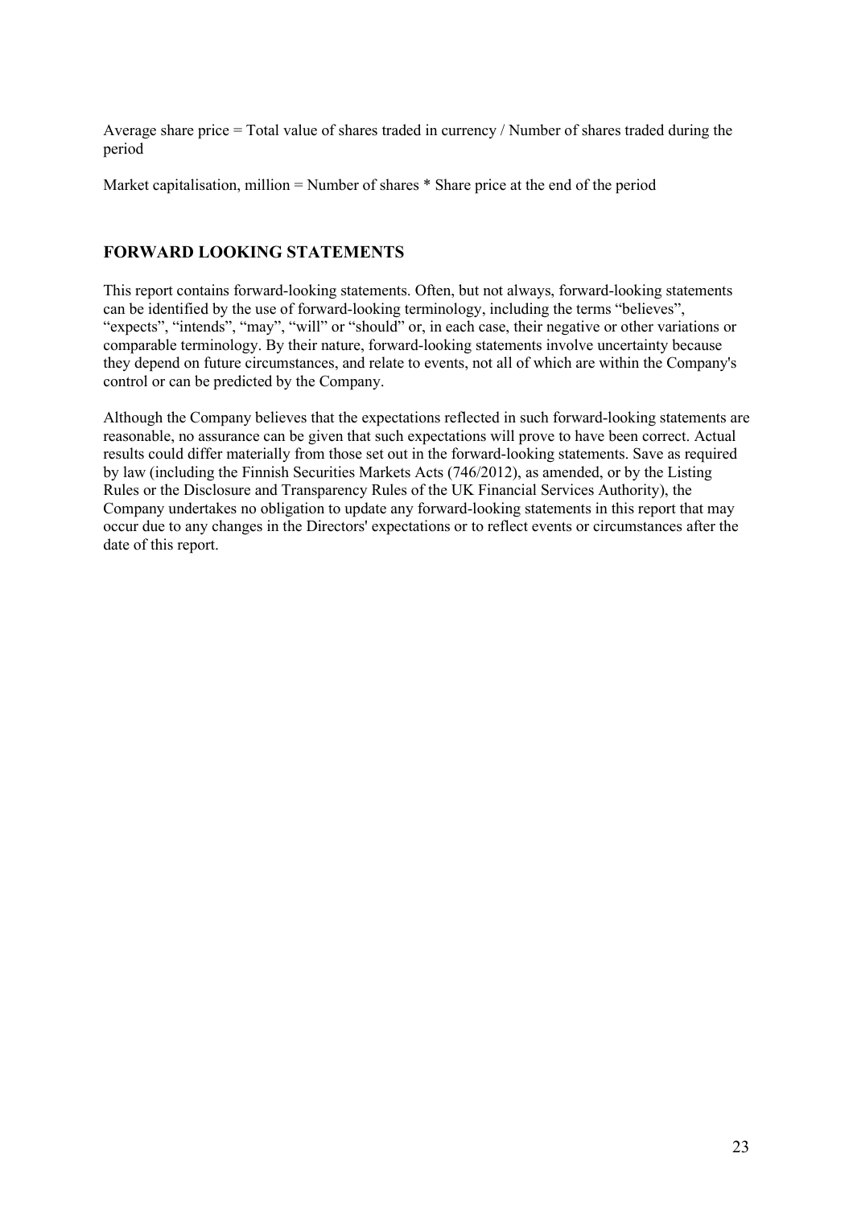Average share price = Total value of shares traded in currency / Number of shares traded during the period

Market capitalisation, million = Number of shares * Share price at the end of the period

## FORWARD LOOKING STATEMENTS

This report contains forward-looking statements. Often, but not always, forward-looking statements can be identified by the use of forward-looking terminology, including the terms "believes", "expects", "intends", "may", "will" or "should" or, in each case, their negative or other variations or comparable terminology. By their nature, forward-looking statements involve uncertainty because they depend on future circumstances, and relate to events, not all of which are within the Company's control or can be predicted by the Company.

Although the Company believes that the expectations reflected in such forward-looking statements are reasonable, no assurance can be given that such expectations will prove to have been correct. Actual results could differ materially from those set out in the forward-looking statements. Save as required by law (including the Finnish Securities Markets Acts (746/2012), as amended, or by the Listing Rules or the Disclosure and Transparency Rules of the UK Financial Services Authority), the Company undertakes no obligation to update any forward-looking statements in this report that may occur due to any changes in the Directors' expectations or to reflect events or circumstances after the date of this report.